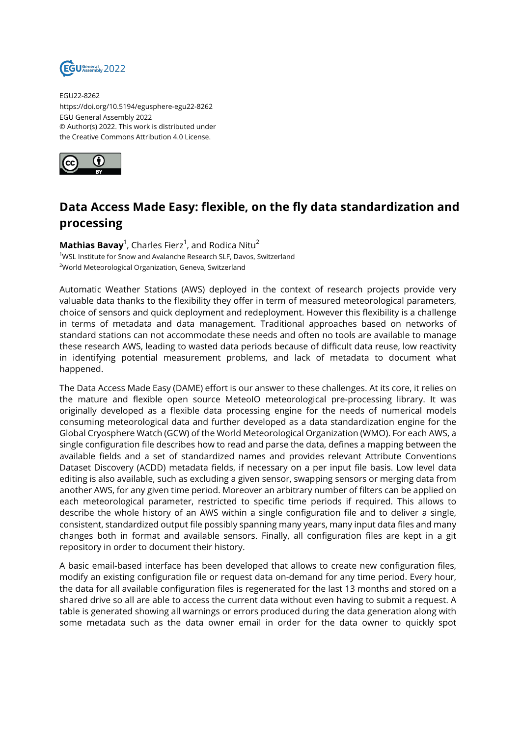EGU22-8262
https://doi.org/10.5194/egusphere-egu22-8262
EGU General Assembly 2022
© Author(s) 2022. This work is distributed under the Creative Commons Attribution 4.0 License.

# Data Access Made Easy: flexible, on the fly data standardization and processing

**Mathias Bavay**[1], Charles Fierz[1], and Rodica Nitu[2]

[1]WSL Institute for Snow and Avalanche Research SLF, Davos, Switzerland
[2]World Meteorological Organization, Geneva, Switzerland

Automatic Weather Stations (AWS) deployed in the context of research projects provide very valuable data thanks to the flexibility they offer in term of measured meteorological parameters, choice of sensors and quick deployment and redeployment. However this flexibility is a challenge in terms of metadata and data management. Traditional approaches based on networks of standard stations can not accommodate these needs and often no tools are available to manage these research AWS, leading to wasted data periods because of difficult data reuse, low reactivity in identifying potential measurement problems, and lack of metadata to document what happened.

The Data Access Made Easy (DAME) effort is our answer to these challenges. At its core, it relies on the mature and flexible open source MeteoIO meteorological pre-processing library. It was originally developed as a flexible data processing engine for the needs of numerical models consuming meteorological data and further developed as a data standardization engine for the Global Cryosphere Watch (GCW) of the World Meteorological Organization (WMO). For each AWS, a single configuration file describes how to read and parse the data, defines a mapping between the available fields and a set of standardized names and provides relevant Attribute Conventions Dataset Discovery (ACDD) metadata fields, if necessary on a per input file basis. Low level data editing is also available, such as excluding a given sensor, swapping sensors or merging data from another AWS, for any given time period. Moreover an arbitrary number of filters can be applied on each meteorological parameter, restricted to specific time periods if required. This allows to describe the whole history of an AWS within a single configuration file and to deliver a single, consistent, standardized output file possibly spanning many years, many input data files and many changes both in format and available sensors. Finally, all configuration files are kept in a git repository in order to document their history.

A basic email-based interface has been developed that allows to create new configuration files, modify an existing configuration file or request data on-demand for any time period. Every hour, the data for all available configuration files is regenerated for the last 13 months and stored on a shared drive so all are able to access the current data without even having to submit a request. A table is generated showing all warnings or errors produced during the data generation along with some metadata such as the data owner email in order for the data owner to quickly spot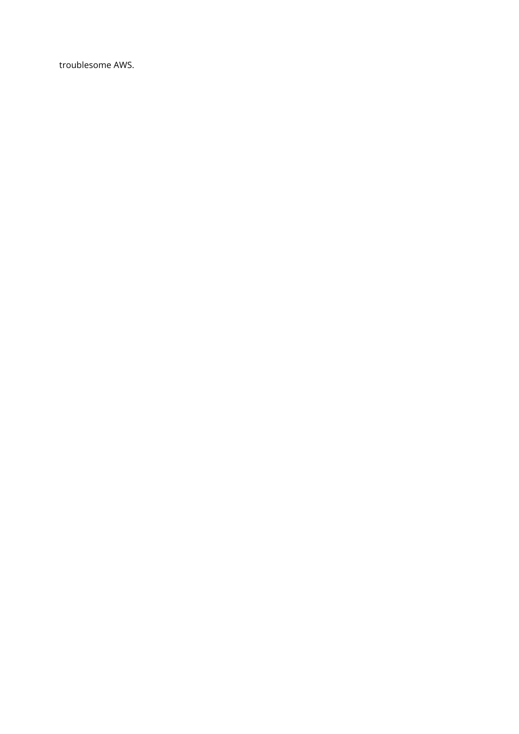troublesome AWS.